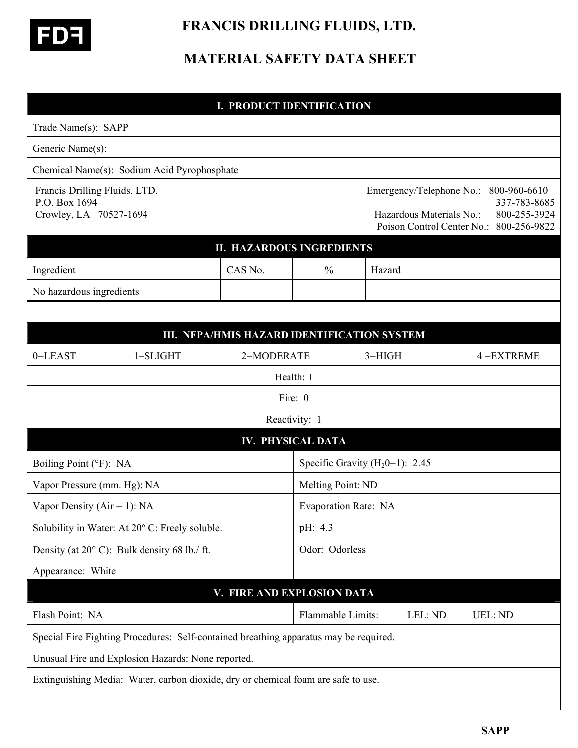FDF

# FRANCIS DRILLING FLUIDS, LTD.

# MATERIAL SAFETY DATA SHEET

## I. PRODUCT IDENTIFICATION

Trade Name(s): SAPP

Generic Name(s):

Chemical Name(s): Sodium Acid Pyrophosphate

Francis Drilling Fluids, LTD.
P.O. Box 1694
Crowley, LA 70527-1694

Emergency/Telephone No.: 800-960-6610
337-783-8685
Hazardous Materials No.: 800-255-3924
Poison Control Center No.: 800-256-9822

## II. HAZARDOUS INGREDIENTS

| Ingredient | CAS No. | % | Hazard |
|---|---|---|---|
| No hazardous ingredients | | | |

## III. NFPA/HMIS HAZARD IDENTIFICATION SYSTEM

0=LEAST 1=SLIGHT 2=MODERATE 3=HIGH 4 =EXTREME

Health: 1

Fire: 0

Reactivity: 1

## IV. PHYSICAL DATA

| | |
|---|---|
| Boiling Point (°F): NA | Specific Gravity ($H_2O$=1): 2.45 |
| Vapor Pressure (mm. Hg): NA | Melting Point: ND |
| Vapor Density (Air = 1): NA | Evaporation Rate: NA |
| Solubility in Water: At 20° C: Freely soluble. | pH: 4.3 |
| Density (at 20° C): Bulk density 68 lb./ ft. | Odor: Odorless |
| Appearance: White | |

## V. FIRE AND EXPLOSION DATA

| | |
|---|---|
| Flash Point: NA | Flammable Limits: LEL: ND UEL: ND |

Special Fire Fighting Procedures: Self-contained breathing apparatus may be required.

Unusual Fire and Explosion Hazards: None reported.

Extinguishing Media: Water, carbon dioxide, dry or chemical foam are safe to use.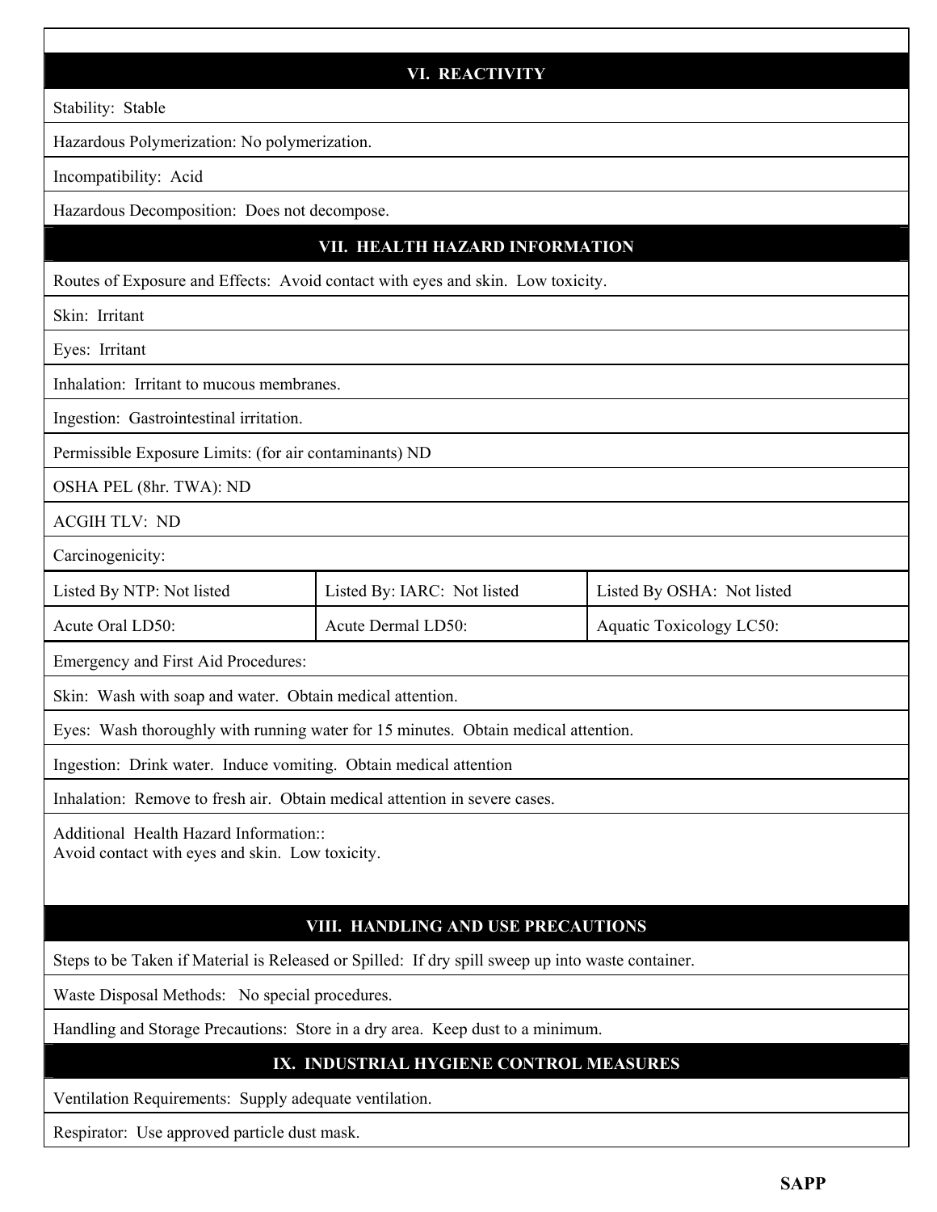## VI. REACTIVITY

Stability: Stable

Hazardous Polymerization: No polymerization.

Incompatibility: Acid

Hazardous Decomposition: Does not decompose.

## VII. HEALTH HAZARD INFORMATION

Routes of Exposure and Effects: Avoid contact with eyes and skin. Low toxicity.

Skin: Irritant

Eyes: Irritant

Inhalation: Irritant to mucous membranes.

Ingestion: Gastrointestinal irritation.

Permissible Exposure Limits: (for air contaminants) ND

OSHA PEL (8hr. TWA): ND

ACGIH TLV: ND

Carcinogenicity:

| Listed By NTP: Not listed | Listed By: IARC: Not listed | Listed By OSHA: Not listed |
|---|---|---|
| Acute Oral LD50: | Acute Dermal LD50: | Aquatic Toxicology LC50: |

Emergency and First Aid Procedures:

Skin: Wash with soap and water. Obtain medical attention.

Eyes: Wash thoroughly with running water for 15 minutes. Obtain medical attention.

Ingestion: Drink water. Induce vomiting. Obtain medical attention

Inhalation: Remove to fresh air. Obtain medical attention in severe cases.

Additional Health Hazard Information::
Avoid contact with eyes and skin. Low toxicity.

## VIII. HANDLING AND USE PRECAUTIONS

Steps to be Taken if Material is Released or Spilled: If dry spill sweep up into waste container.

Waste Disposal Methods: No special procedures.

Handling and Storage Precautions: Store in a dry area. Keep dust to a minimum.

## IX. INDUSTRIAL HYGIENE CONTROL MEASURES

Ventilation Requirements: Supply adequate ventilation.

Respirator: Use approved particle dust mask.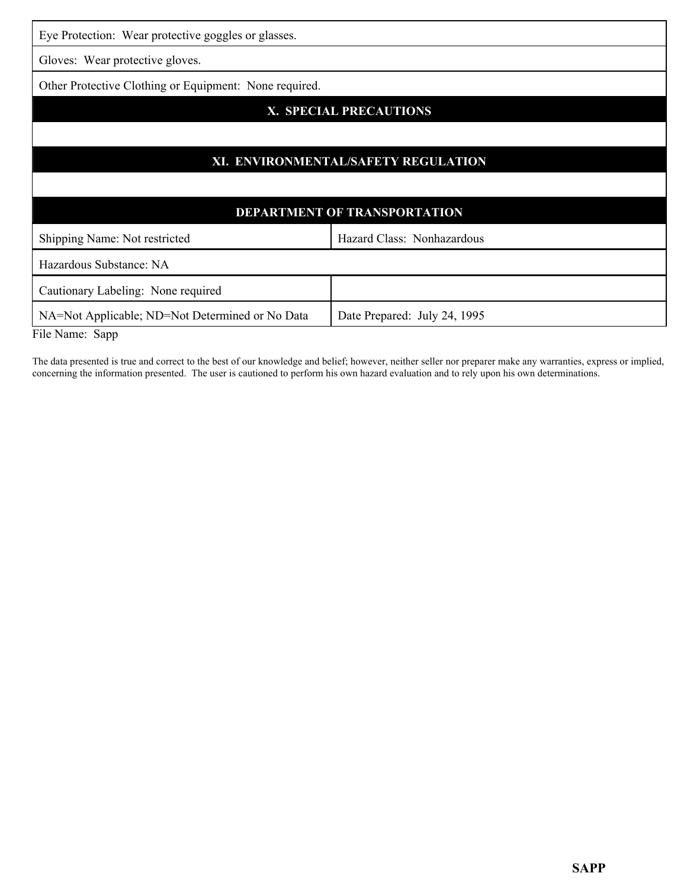| | |
|---|---|
| Eye Protection: Wear protective goggles or glasses. | |
| Gloves: Wear protective gloves. | |
| Other Protective Clothing or Equipment: None required. | |

## X. SPECIAL PRECAUTIONS

## XI. ENVIRONMENTAL/SAFETY REGULATION

## DEPARTMENT OF TRANSPORTATION

| | |
|---|---|
| Shipping Name: Not restricted | Hazard Class: Nonhazardous |
| Hazardous Substance: NA | |
| Cautionary Labeling: None required | |
| NA=Not Applicable; ND=Not Determined or No Data | Date Prepared: July 24, 1995 |

File Name: Sapp

The data presented is true and correct to the best of our knowledge and belief; however, neither seller nor preparer make any warranties, express or implied, concerning the information presented. The user is cautioned to perform his own hazard evaluation and to rely upon his own determinations.